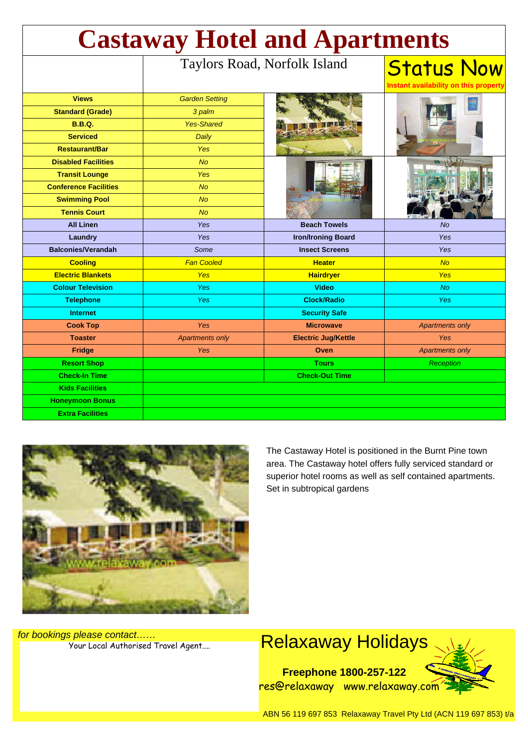# Castaway Hotel and Apartments

Taylors Road, Norfolk Island

**Status Now**
Instant availability on this property

| Feature | Value |
|---|---|
| **Views** | *Garden Setting* |
| **Standard (Grade)** | *3 palm* |
| **B.B.Q.** | *Yes-Shared* |
| **Serviced** | *Daily* |
| **Restaurant/Bar** | *Yes* |
| **Disabled Facilities** | *No* |
| **Transit Lounge** | *Yes* |
| **Conference Facilities** | *No* |
| **Swimming Pool** | *No* |
| **Tennis Court** | *No* |

| Feature | Value | Feature | Value |
|---|---|---|---|
| **All Linen** | *Yes* | **Beach Towels** | *No* |
| **Laundry** | *Yes* | **Iron/Ironing Board** | *Yes* |
| **Balconies/Verandah** | *Some* | **Insect Screens** | *Yes* |
| **Cooling** | *Fan Cooled* | **Heater** | *No* |
| **Electric Blankets** | *Yes* | **Hairdryer** | *Yes* |
| **Colour Television** | *Yes* | **Video** | *No* |
| **Telephone** | *Yes* | **Clock/Radio** | *Yes* |
| **Internet** | | **Security Safe** | |
| **Cook Top** | *Yes* | **Microwave** | *Apartments only* |
| **Toaster** | *Apartments only* | **Electric Jug/Kettle** | *Yes* |
| **Fridge** | *Yes* | **Oven** | *Apartments only* |
| **Resort Shop** | | **Tours** | *Reception* |
| **Check-In Time** | | **Check-Out Time** | |
| **Kids Facilities** | | | |
| **Honeymoon Bonus** | | | |
| **Extra Facilities** | | | |

The Castaway Hotel is positioned in the Burnt Pine town area. The Castaway hotel offers fully serviced standard or superior hotel rooms as well as self contained apartments. Set in subtropical gardens

*for bookings please contact……*

Your Local Authorised Travel Agent....

## Relaxaway Holidays

**Freephone 1800-257-122**

res@relaxaway   www.relaxaway.com

ABN 56 119 697 853  Relaxaway Travel Pty Ltd (ACN 119 697 853) t/a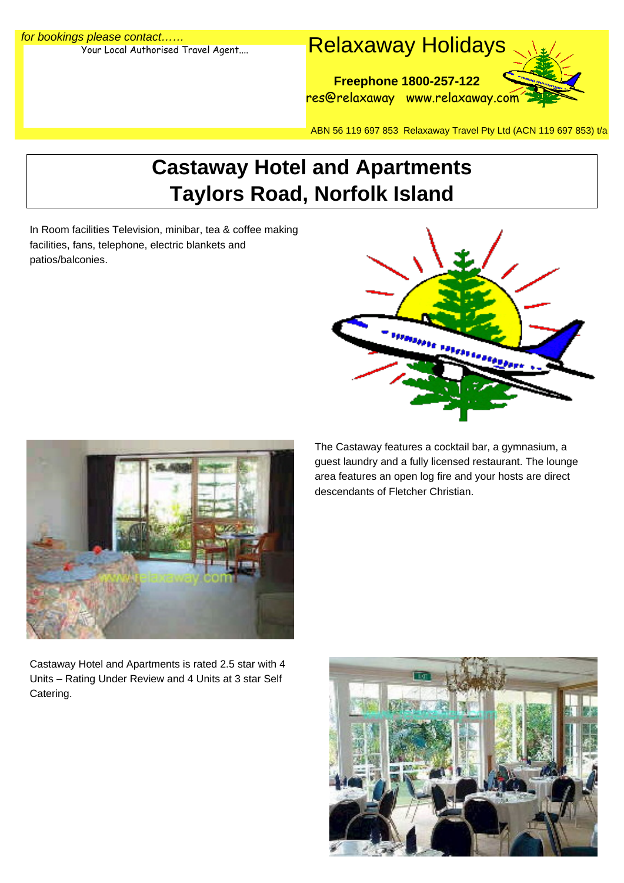*for bookings please contact……*

Your Local Authorised Travel Agent....

Relaxaway Holidays

**Freephone 1800-257-122**

res@relaxaway www.relaxaway.com

ABN 56 119 697 853 Relaxaway Travel Pty Ltd (ACN 119 697 853) t/a

# Castaway Hotel and Apartments
# Taylors Road, Norfolk Island

In Room facilities Television, minibar, tea & coffee making facilities, fans, telephone, electric blankets and patios/balconies.

The Castaway features a cocktail bar, a gymnasium, a guest laundry and a fully licensed restaurant. The lounge area features an open log fire and your hosts are direct descendants of Fletcher Christian.

Castaway Hotel and Apartments is rated 2.5 star with 4 Units – Rating Under Review and 4 Units at 3 star Self Catering.